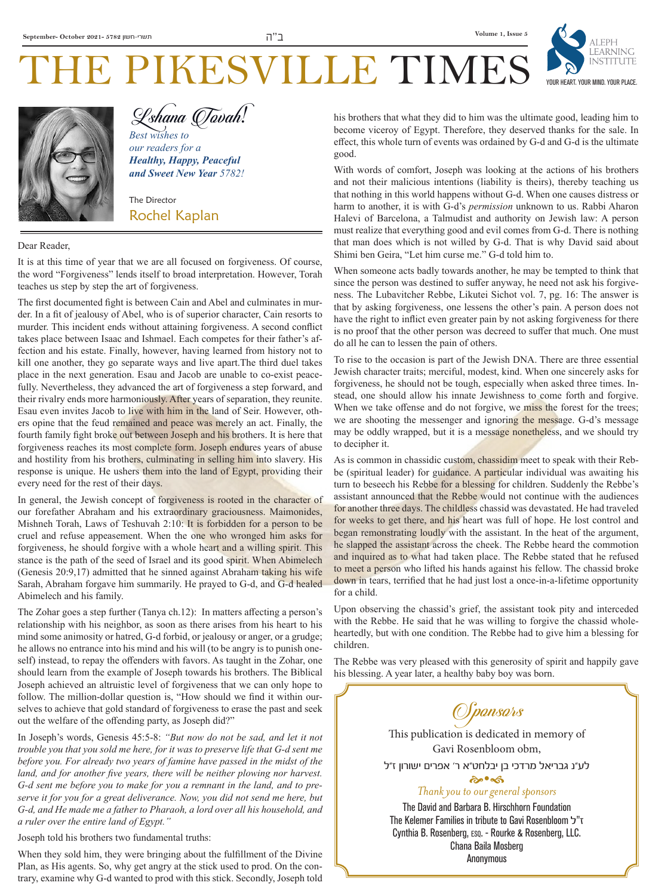# THE PIKESVILLE TIMES

ב"ה

*L'shana Tovah!*

*Best wishes to our readers for a* ***Healthy, Happy, Peaceful and Sweet New Year*** *5782!*

The Director
Rochel Kaplan

Dear Reader,

It is at this time of year that we are all focused on forgiveness. Of course, the word "Forgiveness" lends itself to broad interpretation. However, Torah teaches us step by step the art of forgiveness.

The first documented fight is between Cain and Abel and culminates in murder. In a fit of jealousy of Abel, who is of superior character, Cain resorts to murder. This incident ends without attaining forgiveness. A second conflict takes place between Isaac and Ishmael. Each competes for their father's affection and his estate. Finally, however, having learned from history not to kill one another, they go separate ways and live apart.The third duel takes place in the next generation. Esau and Jacob are unable to co-exist peacefully. Nevertheless, they advanced the art of forgiveness a step forward, and their rivalry ends more harmoniously. After years of separation, they reunite. Esau even invites Jacob to live with him in the land of Seir. However, others opine that the feud remained and peace was merely an act. Finally, the fourth family fight broke out between Joseph and his brothers. It is here that forgiveness reaches its most complete form. Joseph endures years of abuse and hostility from his brothers, culminating in selling him into slavery. His response is unique. He ushers them into the land of Egypt, providing their every need for the rest of their days.

In general, the Jewish concept of forgiveness is rooted in the character of our forefather Abraham and his extraordinary graciousness. Maimonides, Mishneh Torah, Laws of Teshuvah 2:10: It is forbidden for a person to be cruel and refuse appeasement. When the one who wronged him asks for forgiveness, he should forgive with a whole heart and a willing spirit. This stance is the path of the seed of Israel and its good spirit. When Abimelech (Genesis 20:9,17) admitted that he sinned against Abraham taking his wife Sarah, Abraham forgave him summarily. He prayed to G-d, and G-d healed Abimelech and his family.

The Zohar goes a step further (Tanya ch.12): In matters affecting a person's relationship with his neighbor, as soon as there arises from his heart to his mind some animosity or hatred, G-d forbid, or jealousy or anger, or a grudge; he allows no entrance into his mind and his will (to be angry is to punish oneself) instead, to repay the offenders with favors. As taught in the Zohar, one should learn from the example of Joseph towards his brothers. The Biblical Joseph achieved an altruistic level of forgiveness that we can only hope to follow. The million-dollar question is, "How should we find it within ourselves to achieve that gold standard of forgiveness to erase the past and seek out the welfare of the offending party, as Joseph did?"

In Joseph's words, Genesis 45:5-8: *"But now do not be sad, and let it not trouble you that you sold me here, for it was to preserve life that G-d sent me before you. For already two years of famine have passed in the midst of the land, and for another five years, there will be neither plowing nor harvest. G-d sent me before you to make for you a remnant in the land, and to preserve it for you for a great deliverance. Now, you did not send me here, but G-d, and He made me a father to Pharaoh, a lord over all his household, and a ruler over the entire land of Egypt."*

Joseph told his brothers two fundamental truths:

When they sold him, they were bringing about the fulfillment of the Divine Plan, as His agents. So, why get angry at the stick used to prod. On the contrary, examine why G-d wanted to prod with this stick. Secondly, Joseph told his brothers that what they did to him was the ultimate good, leading him to become viceroy of Egypt. Therefore, they deserved thanks for the sale. In effect, this whole turn of events was ordained by G-d and G-d is the ultimate good.

With words of comfort, Joseph was looking at the actions of his brothers and not their malicious intentions (liability is theirs), thereby teaching us that nothing in this world happens without G-d. When one causes distress or harm to another, it is with G-d's *permission* unknown to us. Rabbi Aharon Halevi of Barcelona, a Talmudist and authority on Jewish law: A person must realize that everything good and evil comes from G-d. There is nothing that man does which is not willed by G-d. That is why David said about Shimi ben Geira, "Let him curse me." G-d told him to.

When someone acts badly towards another, he may be tempted to think that since the person was destined to suffer anyway, he need not ask his forgiveness. The Lubavitcher Rebbe, Likutei Sichot vol. 7, pg. 16: The answer is that by asking forgiveness, one lessens the other's pain. A person does not have the right to inflict even greater pain by not asking forgiveness for there is no proof that the other person was decreed to suffer that much. One must do all he can to lessen the pain of others.

To rise to the occasion is part of the Jewish DNA. There are three essential Jewish character traits; merciful, modest, kind. When one sincerely asks for forgiveness, he should not be tough, especially when asked three times. Instead, one should allow his innate Jewishness to come forth and forgive. When we take offense and do not forgive, we miss the forest for the trees; we are shooting the messenger and ignoring the message. G-d's message may be oddly wrapped, but it is a message nonetheless, and we should try to decipher it.

As is common in chassidic custom, chassidim meet to speak with their Rebbe (spiritual leader) for guidance. A particular individual was awaiting his turn to beseech his Rebbe for a blessing for children. Suddenly the Rebbe's assistant announced that the Rebbe would not continue with the audiences for another three days. The childless chassid was devastated. He had traveled for weeks to get there, and his heart was full of hope. He lost control and began remonstrating loudly with the assistant. In the heat of the argument, he slapped the assistant across the cheek. The Rebbe heard the commotion and inquired as to what had taken place. The Rebbe stated that he refused to meet a person who lifted his hands against his fellow. The chassid broke down in tears, terrified that he had just lost a once-in-a-lifetime opportunity for a child.

Upon observing the chassid's grief, the assistant took pity and interceded with the Rebbe. He said that he was willing to forgive the chassid wholeheartedly, but with one condition. The Rebbe had to give him a blessing for children.

The Rebbe was very pleased with this generosity of spirit and happily gave his blessing. A year later, a healthy baby boy was born.

## *Sponsors*

This publication is dedicated in memory of Gavi Rosenbloom obm,

לע"נ גבריאל מרדכי בן יבלחט"א ר' אפרים ישורון ז"ל

*Thank you to our general sponsors*

The David and Barbara B. Hirschhorn Foundation
The Kelemer Families in tribute to Gavi Rosenbloom ז"ל
Cynthia B. Rosenberg, ESQ. - Rourke & Rosenberg, LLC.
Chana Baila Mosberg
Anonymous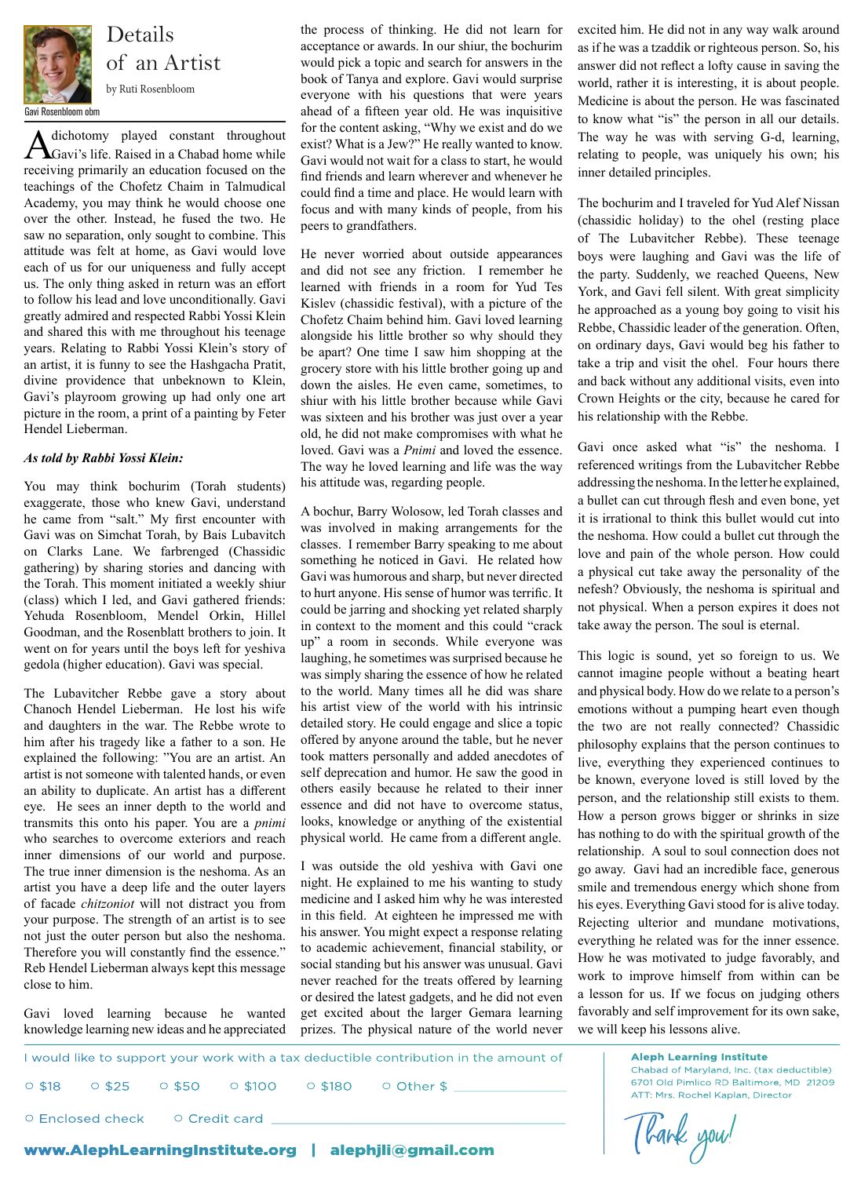Gavi Rosenbloom obm

# Details of an Artist

by Ruti Rosenbloom

A dichotomy played constant throughout Gavi's life. Raised in a Chabad home while receiving primarily an education focused on the teachings of the Chofetz Chaim in Talmudical Academy, you may think he would choose one over the other. Instead, he fused the two. He saw no separation, only sought to combine. This attitude was felt at home, as Gavi would love each of us for our uniqueness and fully accept us. The only thing asked in return was an effort to follow his lead and love unconditionally. Gavi greatly admired and respected Rabbi Yossi Klein and shared this with me throughout his teenage years. Relating to Rabbi Yossi Klein's story of an artist, it is funny to see the Hashgacha Pratit, divine providence that unbeknown to Klein, Gavi's playroom growing up had only one art picture in the room, a print of a painting by Feter Hendel Lieberman.

***As told by Rabbi Yossi Klein:***

You may think bochurim (Torah students) exaggerate, those who knew Gavi, understand he came from "salt." My first encounter with Gavi was on Simchat Torah, by Bais Lubavitch on Clarks Lane. We farbrenged (Chassidic gathering) by sharing stories and dancing with the Torah. This moment initiated a weekly shiur (class) which I led, and Gavi gathered friends: Yehuda Rosenbloom, Mendel Orkin, Hillel Goodman, and the Rosenblatt brothers to join. It went on for years until the boys left for yeshiva gedola (higher education). Gavi was special.

The Lubavitcher Rebbe gave a story about Chanoch Hendel Lieberman. He lost his wife and daughters in the war. The Rebbe wrote to him after his tragedy like a father to a son. He explained the following: "You are an artist. An artist is not someone with talented hands, or even an ability to duplicate. An artist has a different eye. He sees an inner depth to the world and transmits this onto his paper. You are a *pnimi* who searches to overcome exteriors and reach inner dimensions of our world and purpose. The true inner dimension is the neshoma. As an artist you have a deep life and the outer layers of facade *chitzoniot* will not distract you from your purpose. The strength of an artist is to see not just the outer person but also the neshoma. Therefore you will constantly find the essence." Reb Hendel Lieberman always kept this message close to him.

Gavi loved learning because he wanted knowledge learning new ideas and he appreciated the process of thinking. He did not learn for acceptance or awards. In our shiur, the bochurim would pick a topic and search for answers in the book of Tanya and explore. Gavi would surprise everyone with his questions that were years ahead of a fifteen year old. He was inquisitive for the content asking, "Why we exist and do we exist? What is a Jew?" He really wanted to know. Gavi would not wait for a class to start, he would find friends and learn wherever and whenever he could find a time and place. He would learn with focus and with many kinds of people, from his peers to grandfathers.

He never worried about outside appearances and did not see any friction. I remember he learned with friends in a room for Yud Tes Kislev (chassidic festival), with a picture of the Chofetz Chaim behind him. Gavi loved learning alongside his little brother so why should they be apart? One time I saw him shopping at the grocery store with his little brother going up and down the aisles. He even came, sometimes, to shiur with his little brother because while Gavi was sixteen and his brother was just over a year old, he did not make compromises with what he loved. Gavi was a *Pnimi* and loved the essence. The way he loved learning and life was the way his attitude was, regarding people.

A bochur, Barry Wolosow, led Torah classes and was involved in making arrangements for the classes. I remember Barry speaking to me about something he noticed in Gavi. He related how Gavi was humorous and sharp, but never directed to hurt anyone. His sense of humor was terrific. It could be jarring and shocking yet related sharply in context to the moment and this could "crack up" a room in seconds. While everyone was laughing, he sometimes was surprised because he was simply sharing the essence of how he related to the world. Many times all he did was share his artist view of the world with his intrinsic detailed story. He could engage and slice a topic offered by anyone around the table, but he never took matters personally and added anecdotes of self deprecation and humor. He saw the good in others easily because he related to their inner essence and did not have to overcome status, looks, knowledge or anything of the existential physical world. He came from a different angle.

I was outside the old yeshiva with Gavi one night. He explained to me his wanting to study medicine and I asked him why he was interested in this field. At eighteen he impressed me with his answer. You might expect a response relating to academic achievement, financial stability, or social standing but his answer was unusual. Gavi never reached for the treats offered by learning or desired the latest gadgets, and he did not even get excited about the larger Gemara learning prizes. The physical nature of the world never excited him. He did not in any way walk around as if he was a tzaddik or righteous person. So, his answer did not reflect a lofty cause in saving the world, rather it is interesting, it is about people. Medicine is about the person. He was fascinated to know what "is" the person in all our details. The way he was with serving G-d, learning, relating to people, was uniquely his own; his inner detailed principles.

The bochurim and I traveled for Yud Alef Nissan (chassidic holiday) to the ohel (resting place of The Lubavitcher Rebbe). These teenage boys were laughing and Gavi was the life of the party. Suddenly, we reached Queens, New York, and Gavi fell silent. With great simplicity he approached as a young boy going to visit his Rebbe, Chassidic leader of the generation. Often, on ordinary days, Gavi would beg his father to take a trip and visit the ohel. Four hours there and back without any additional visits, even into Crown Heights or the city, because he cared for his relationship with the Rebbe.

Gavi once asked what "is" the neshoma. I referenced writings from the Lubavitcher Rebbe addressing the neshoma. In the letter he explained, a bullet can cut through flesh and even bone, yet it is irrational to think this bullet would cut into the neshoma. How could a bullet cut through the love and pain of the whole person. How could a physical cut take away the personality of the nefesh? Obviously, the neshoma is spiritual and not physical. When a person expires it does not take away the person. The soul is eternal.

This logic is sound, yet so foreign to us. We cannot imagine people without a beating heart and physical body. How do we relate to a person's emotions without a pumping heart even though the two are not really connected? Chassidic philosophy explains that the person continues to live, everything they experienced continues to be known, everyone loved is still loved by the person, and the relationship still exists to them. How a person grows bigger or shrinks in size has nothing to do with the spiritual growth of the relationship. A soul to soul connection does not go away. Gavi had an incredible face, generous smile and tremendous energy which shone from his eyes. Everything Gavi stood for is alive today. Rejecting ulterior and mundane motivations, everything he related was for the inner essence. How he was motivated to judge favorably, and work to improve himself from within can be a lesson for us. If we focus on judging others favorably and self improvement for its own sake, we will keep his lessons alive.

---

I would like to support your work with a tax deductible contribution in the amount of

○ $18 ○ $25 ○ $50 ○ $100 ○ $180 ○ Other $ ________

○ Enclosed check ○ Credit card ________________________

**Aleph Learning Institute**
Chabad of Maryland, Inc. (tax deductible)
6701 Old Pimlico RD Baltimore, MD 21209
ATT: Mrs. Rochel Kaplan, Director

Thank you!

**www.AlephLearningInstitute.org | alephjli@gmail.com**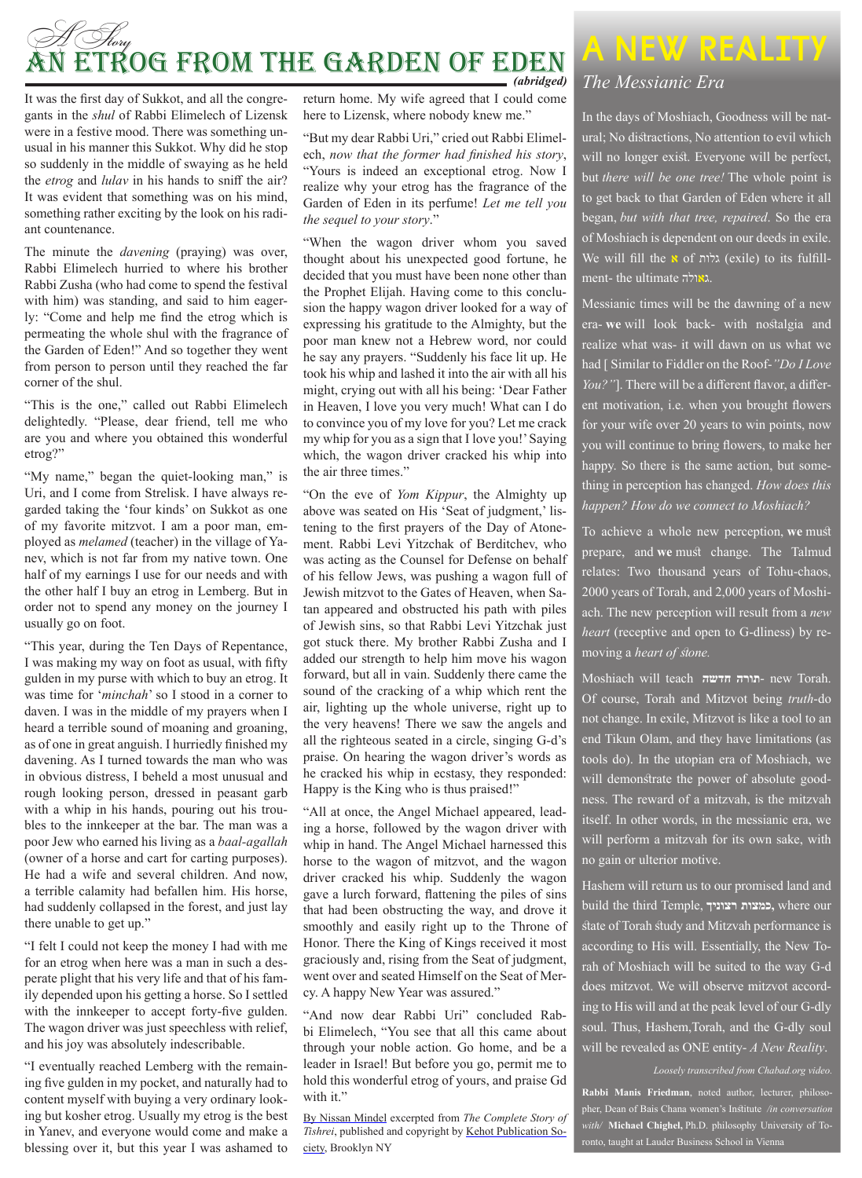*A Story*

# An Etrog from the Garden of Eden

*(abridged)*

It was the first day of Sukkot, and all the congregants in the *shul* of Rabbi Elimelech of Lizensk were in a festive mood. There was something unusual in his manner this Sukkot. Why did he stop so suddenly in the middle of swaying as he held the *etrog* and *lulav* in his hands to sniff the air? It was evident that something was on his mind, something rather exciting by the look on his radiant countenance.

The minute the *davening* (praying) was over, Rabbi Elimelech hurried to where his brother Rabbi Zusha (who had come to spend the festival with him) was standing, and said to him eagerly: "Come and help me find the etrog which is permeating the whole shul with the fragrance of the Garden of Eden!" And so together they went from person to person until they reached the far corner of the shul.

"This is the one," called out Rabbi Elimelech delightedly. "Please, dear friend, tell me who are you and where you obtained this wonderful etrog?"

"My name," began the quiet-looking man," is Uri, and I come from Strelisk. I have always regarded taking the 'four kinds' on Sukkot as one of my favorite mitzvot. I am a poor man, employed as *melamed* (teacher) in the village of Yanev, which is not far from my native town. One half of my earnings I use for our needs and with the other half I buy an etrog in Lemberg. But in order not to spend any money on the journey I usually go on foot.

"This year, during the Ten Days of Repentance, I was making my way on foot as usual, with fifty gulden in my purse with which to buy an etrog. It was time for '*minchah*' so I stood in a corner to daven. I was in the middle of my prayers when I heard a terrible sound of moaning and groaning, as of one in great anguish. I hurriedly finished my davening. As I turned towards the man who was in obvious distress, I beheld a most unusual and rough looking person, dressed in peasant garb with a whip in his hands, pouring out his troubles to the innkeeper at the bar. The man was a poor Jew who earned his living as a *baal-agallah* (owner of a horse and cart for carting purposes). He had a wife and several children. And now, a terrible calamity had befallen him. His horse, had suddenly collapsed in the forest, and just lay there unable to get up."

"I felt I could not keep the money I had with me for an etrog when here was a man in such a desperate plight that his very life and that of his family depended upon his getting a horse. So I settled with the innkeeper to accept forty-five gulden. The wagon driver was just speechless with relief, and his joy was absolutely indescribable.

"I eventually reached Lemberg with the remaining five gulden in my pocket, and naturally had to content myself with buying a very ordinary looking but kosher etrog. Usually my etrog is the best in Yanev, and everyone would come and make a blessing over it, but this year I was ashamed to return home. My wife agreed that I could come here to Lizensk, where nobody knew me."

"But my dear Rabbi Uri," cried out Rabbi Elimelech, *now that the former had finished his story*, "Yours is indeed an exceptional etrog. Now I realize why your etrog has the fragrance of the Garden of Eden in its perfume! *Let me tell you the sequel to your story*."

"When the wagon driver whom you saved thought about his unexpected good fortune, he decided that you must have been none other than the Prophet Elijah. Having come to this conclusion the happy wagon driver looked for a way of expressing his gratitude to the Almighty, but the poor man knew not a Hebrew word, nor could he say any prayers. "Suddenly his face lit up. He took his whip and lashed it into the air with all his might, crying out with all his being: 'Dear Father in Heaven, I love you very much! What can I do to convince you of my love for you? Let me crack my whip for you as a sign that I love you!' Saying which, the wagon driver cracked his whip into the air three times."

"On the eve of *Yom Kippur*, the Almighty up above was seated on His 'Seat of judgment,' listening to the first prayers of the Day of Atonement. Rabbi Levi Yitzchak of Berditchev, who was acting as the Counsel for Defense on behalf of his fellow Jews, was pushing a wagon full of Jewish mitzvot to the Gates of Heaven, when Satan appeared and obstructed his path with piles of Jewish sins, so that Rabbi Levi Yitzchak just got stuck there. My brother Rabbi Zusha and I added our strength to help him move his wagon forward, but all in vain. Suddenly there came the sound of the cracking of a whip which rent the air, lighting up the whole universe, right up to the very heavens! There we saw the angels and all the righteous seated in a circle, singing G-d's praise. On hearing the wagon driver's words as he cracked his whip in ecstasy, they responded: Happy is the King who is thus praised!"

"All at once, the Angel Michael appeared, leading a horse, followed by the wagon driver with whip in hand. The Angel Michael harnessed this horse to the wagon of mitzvot, and the wagon driver cracked his whip. Suddenly the wagon gave a lurch forward, flattening the piles of sins that had been obstructing the way, and drove it smoothly and easily right up to the Throne of Honor. There the King of Kings received it most graciously and, rising from the Seat of judgment, went over and seated Himself on the Seat of Mercy. A happy New Year was assured."

"And now dear Rabbi Uri" concluded Rabbi Elimelech, "You see that all this came about through your noble action. Go home, and be a leader in Israel! But before you go, permit me to hold this wonderful etrog of yours, and praise Gd with it."

By Nissan Mindel excerpted from *The Complete Story of Tishrei*, published and copyright by Kehot Publication Society, Brooklyn NY

# A New Reality

## *The Messianic Era*

In the days of Moshiach, Goodness will be natural; No distractions, No attention to evil which will no longer exist. Everyone will be perfect, but *there will be one tree!* The whole point is to get back to that Garden of Eden where it all began, *but with that tree, repaired*. So the era of Moshiach is dependent on our deeds in exile. We will fill the א of גלות (exile) to its fulfillment- the ultimate גאולה.

Messianic times will be the dawning of a new era- **we** will look back- with nostalgia and realize what was- it will dawn on us what we had [ Similar to Fiddler on the Roof-*"Do I Love You?"*]. There will be a different flavor, a different motivation, i.e. when you brought flowers for your wife over 20 years to win points, now you will continue to bring flowers, to make her happy. So there is the same action, but something in perception has changed. *How does this happen? How do we connect to Moshiach?*

To achieve a whole new perception, **we** must prepare, and **we** must change. The Talmud relates: Two thousand years of Tohu-chaos, 2000 years of Torah, and 2,000 years of Moshiach. The new perception will result from a *new heart* (receptive and open to G-dliness) by removing a *heart of stone.*

Moshiach will teach **תורה חדשה**- new Torah. Of course, Torah and Mitzvot being *truth*-do not change. In exile, Mitzvot is like a tool to an end Tikun Olam, and they have limitations (as tools do). In the utopian era of Moshiach, we will demonstrate the power of absolute goodness. The reward of a mitzvah, is the mitzvah itself. In other words, in the messianic era, we will perform a mitzvah for its own sake, with no gain or ulterior motive.

Hashem will return us to our promised land and build the third Temple, **כמצות רצונך,** where our state of Torah study and Mitzvah performance is according to His will. Essentially, the New Torah of Moshiach will be suited to the way G-d does mitzvot. We will observe mitzvot according to His will and at the peak level of our G-dly soul. Thus, Hashem,Torah, and the G-dly soul will be revealed as ONE entity- *A New Reality*.

*Loosely transcribed from Chabad.org video.*

**Rabbi Manis Friedman**, noted author, lecturer, philosopher, Dean of Bais Chana women's Institute */in conversation with/* **Michael Chighel,** Ph.D. philosophy University of Toronto, taught at Lauder Business School in Vienna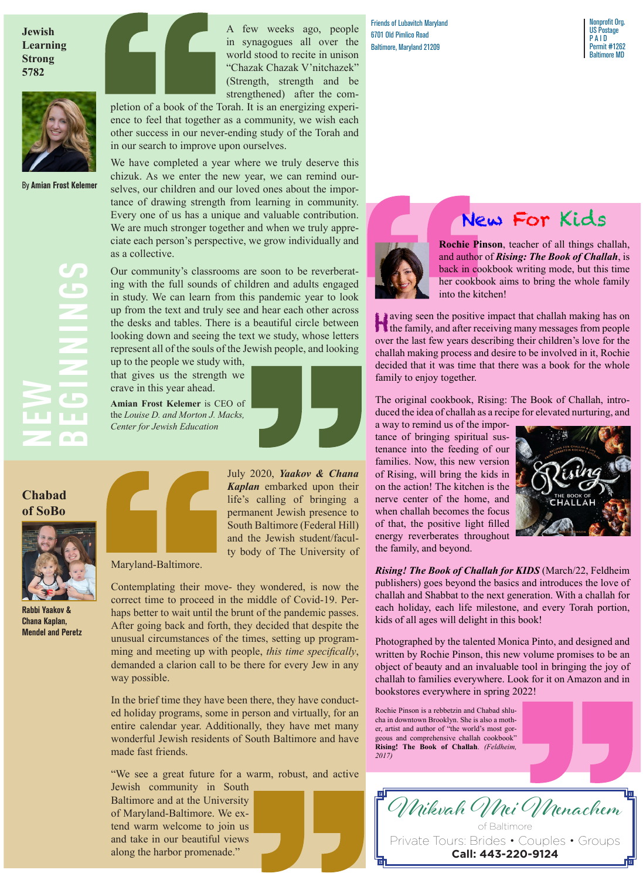## Jewish Learning Strong 5782

By **Amian Frost Kelemer**

# NEW BEGINNINGS

A few weeks ago, people in synagogues all over the world stood to recite in unison "Chazak Chazak V'nitchazek" (Strength, strength and be strengthened) after the completion of a book of the Torah. It is an energizing experience to feel that together as a community, we wish each other success in our never-ending study of the Torah and in our search to improve upon ourselves.

We have completed a year where we truly deserve this chizuk. As we enter the new year, we can remind ourselves, our children and our loved ones about the importance of drawing strength from learning in community. Every one of us has a unique and valuable contribution. We are much stronger together and when we truly appreciate each person's perspective, we grow individually and as a collective.

Our community's classrooms are soon to be reverberating with the full sounds of children and adults engaged in study. We can learn from this pandemic year to look up from the text and truly see and hear each other across the desks and tables. There is a beautiful circle between looking down and seeing the text we study, whose letters represent all of the souls of the Jewish people, and looking up to the people we study with, that gives us the strength we crave in this year ahead.

**Amian Frost Kelemer** is CEO of the *Louise D. and Morton J. Macks, Center for Jewish Education*

## Chabad of SoBo

Rabbi Yaakov & Chana Kaplan, Mendel and Peretz

July 2020, ***Yaakov & Chana Kaplan*** embarked upon their life's calling of bringing a permanent Jewish presence to South Baltimore (Federal Hill) and the Jewish student/faculty body of The University of Maryland-Baltimore.

Contemplating their move- they wondered, is now the correct time to proceed in the middle of Covid-19. Perhaps better to wait until the brunt of the pandemic passes. After going back and forth, they decided that despite the unusual circumstances of the times, setting up programming and meeting up with people, *this time specifically*, demanded a clarion call to be there for every Jew in any way possible.

In the brief time they have been there, they have conducted holiday programs, some in person and virtually, for an entire calendar year. Additionally, they have met many wonderful Jewish residents of South Baltimore and have made fast friends.

"We see a great future for a warm, robust, and active Jewish community in South Baltimore and at the University of Maryland-Baltimore. We extend warm welcome to join us and take in our beautiful views along the harbor promenade."

Friends of Lubavitch Maryland
6701 Old Pimlico Road
Baltimore, Maryland 21209

Nonprofit Org.
US Postage
PAID
Permit #1262
Baltimore MD

## New For Kids

**Rochie Pinson**, teacher of all things challah, and author of ***Rising: The Book of Challah***, is back in cookbook writing mode, but this time her cookbook aims to bring the whole family into the kitchen!

Having seen the positive impact that challah making has on the family, and after receiving many messages from people over the last few years describing their children's love for the challah making process and desire to be involved in it, Rochie decided that it was time that there was a book for the whole family to enjoy together.

The original cookbook, Rising: The Book of Challah, introduced the idea of challah as a recipe for elevated nurturing, and a way to remind us of the importance of bringing spiritual sustenance into the feeding of our families. Now, this new version of Rising, will bring the kids in on the action! The kitchen is the nerve center of the home, and when challah becomes the focus of that, the positive light filled energy reverberates throughout the family, and beyond.

***Rising! The Book of Challah for KIDS*** (March/22, Feldheim publishers) goes beyond the basics and introduces the love of challah and Shabbat to the next generation. With a challah for each holiday, each life milestone, and every Torah portion, kids of all ages will delight in this book!

Photographed by the talented Monica Pinto, and designed and written by Rochie Pinson, this new volume promises to be an object of beauty and an invaluable tool in bringing the joy of challah to families everywhere. Look for it on Amazon and in bookstores everywhere in spring 2022!

Rochie Pinson is a rebbetzin and Chabad shlucha in downtown Brooklyn. She is also a mother, artist and author of "the world's most gorgeous and comprehensive challah cookbook" **Rising! The Book of Challah**. *(Feldheim, 2017)*

**Mikvah Mei Menachem**
of Baltimore
Private Tours: Brides • Couples • Groups
**Call: 443-220-9124**